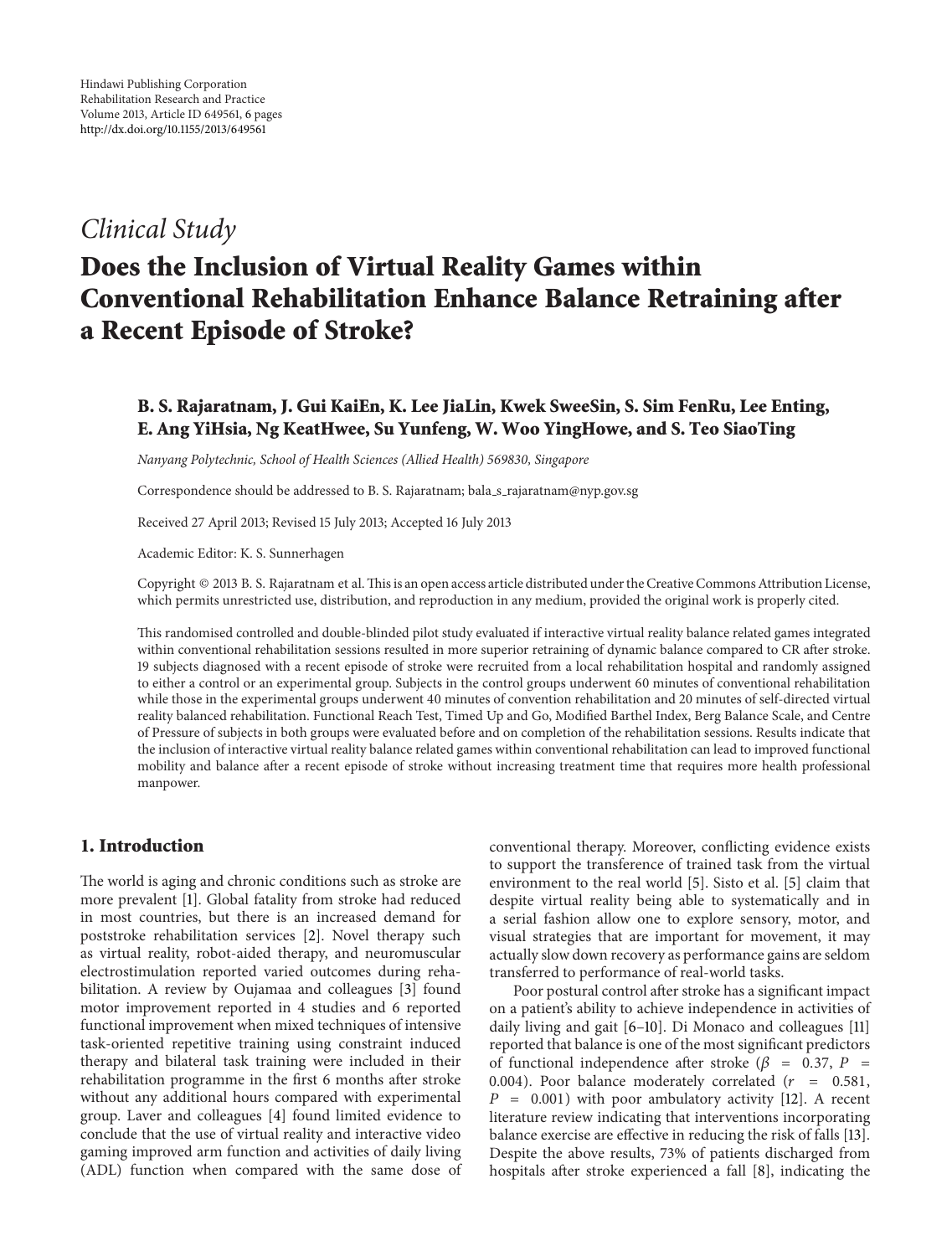Hindawi Publishing Corporation
Rehabilitation Research and Practice
Volume 2013, Article ID 649561, 6 pages
http://dx.doi.org/10.1155/2013/649561

*Clinical Study*

# Does the Inclusion of Virtual Reality Games within Conventional Rehabilitation Enhance Balance Retraining after a Recent Episode of Stroke?

**B. S. Rajaratnam, J. Gui KaiEn, K. Lee JiaLin, Kwek SweeSin, S. Sim FenRu, Lee Enting, E. Ang YiHsia, Ng KeatHwee, Su Yunfeng, W. Woo YingHowe, and S. Teo SiaoTing**

*Nanyang Polytechnic, School of Health Sciences (Allied Health) 569830, Singapore*

Correspondence should be addressed to B. S. Rajaratnam; bala_s_rajaratnam@nyp.gov.sg

Received 27 April 2013; Revised 15 July 2013; Accepted 16 July 2013

Academic Editor: K. S. Sunnerhagen

Copyright © 2013 B. S. Rajaratnam et al. This is an open access article distributed under the Creative Commons Attribution License, which permits unrestricted use, distribution, and reproduction in any medium, provided the original work is properly cited.

This randomised controlled and double-blinded pilot study evaluated if interactive virtual reality balance related games integrated within conventional rehabilitation sessions resulted in more superior retraining of dynamic balance compared to CR after stroke. 19 subjects diagnosed with a recent episode of stroke were recruited from a local rehabilitation hospital and randomly assigned to either a control or an experimental group. Subjects in the control groups underwent 60 minutes of conventional rehabilitation while those in the experimental groups underwent 40 minutes of convention rehabilitation and 20 minutes of self-directed virtual reality balanced rehabilitation. Functional Reach Test, Timed Up and Go, Modified Barthel Index, Berg Balance Scale, and Centre of Pressure of subjects in both groups were evaluated before and on completion of the rehabilitation sessions. Results indicate that the inclusion of interactive virtual reality balance related games within conventional rehabilitation can lead to improved functional mobility and balance after a recent episode of stroke without increasing treatment time that requires more health professional manpower.

## 1. Introduction

The world is aging and chronic conditions such as stroke are more prevalent [1]. Global fatality from stroke had reduced in most countries, but there is an increased demand for poststroke rehabilitation services [2]. Novel therapy such as virtual reality, robot-aided therapy, and neuromuscular electrostimulation reported varied outcomes during rehabilitation. A review by Oujamaa and colleagues [3] found motor improvement reported in 4 studies and 6 reported functional improvement when mixed techniques of intensive task-oriented repetitive training using constraint induced therapy and bilateral task training were included in their rehabilitation programme in the first 6 months after stroke without any additional hours compared with experimental group. Laver and colleagues [4] found limited evidence to conclude that the use of virtual reality and interactive video gaming improved arm function and activities of daily living (ADL) function when compared with the same dose of conventional therapy. Moreover, conflicting evidence exists to support the transference of trained task from the virtual environment to the real world [5]. Sisto et al. [5] claim that despite virtual reality being able to systematically and in a serial fashion allow one to explore sensory, motor, and visual strategies that are important for movement, it may actually slow down recovery as performance gains are seldom transferred to performance of real-world tasks.

Poor postural control after stroke has a significant impact on a patient's ability to achieve independence in activities of daily living and gait [6–10]. Di Monaco and colleagues [11] reported that balance is one of the most significant predictors of functional independence after stroke ($\beta = 0.37$, $P = 0.004$). Poor balance moderately correlated ($r = 0.581$, $P = 0.001$) with poor ambulatory activity [12]. A recent literature review indicating that interventions incorporating balance exercise are effective in reducing the risk of falls [13]. Despite the above results, 73% of patients discharged from hospitals after stroke experienced a fall [8], indicating the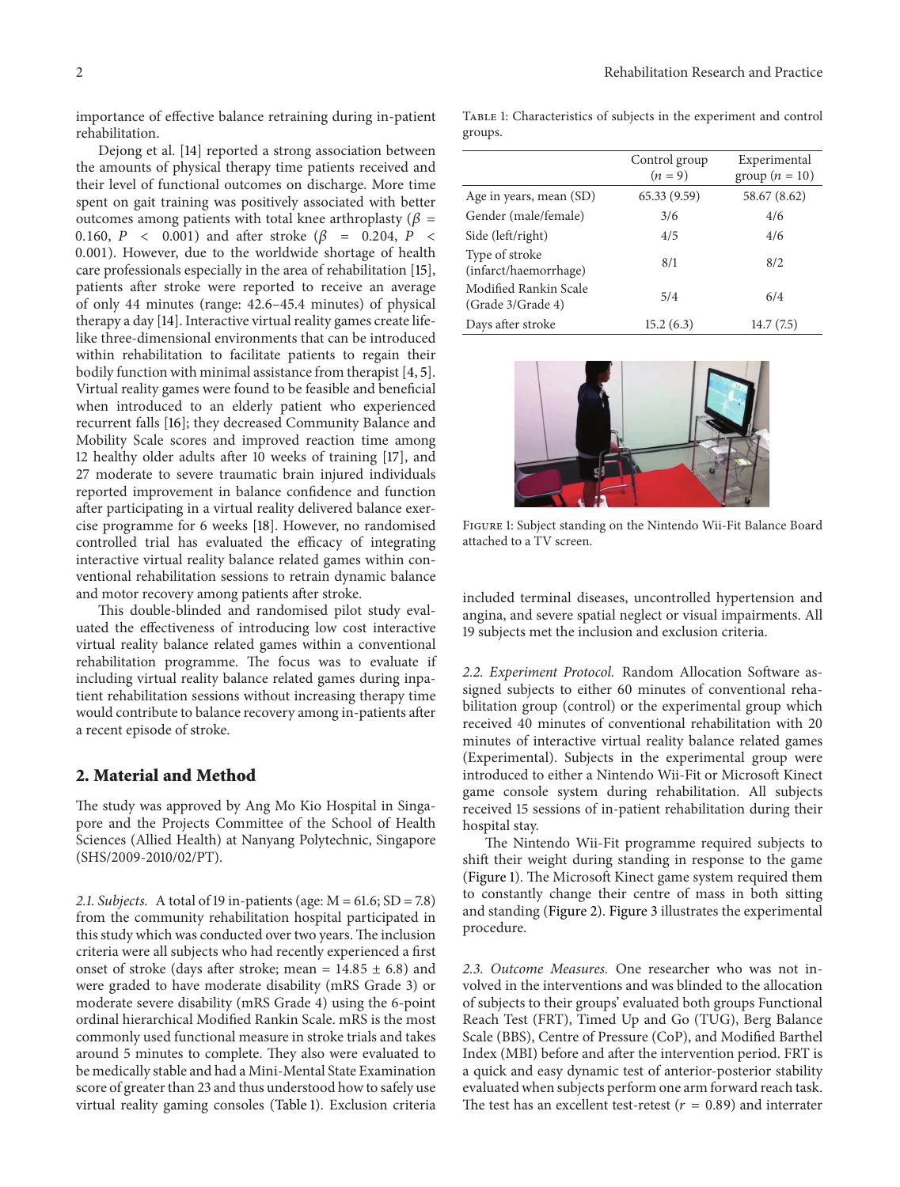importance of effective balance retraining during in-patient rehabilitation.

Dejong et al. [14] reported a strong association between the amounts of physical therapy time patients received and their level of functional outcomes on discharge. More time spent on gait training was positively associated with better outcomes among patients with total knee arthroplasty ($\beta = 0.160$, $P < 0.001$) and after stroke ($\beta = 0.204$, $P < 0.001$). However, due to the worldwide shortage of health care professionals especially in the area of rehabilitation [15], patients after stroke were reported to receive an average of only 44 minutes (range: 42.6–45.4 minutes) of physical therapy a day [14]. Interactive virtual reality games create life-like three-dimensional environments that can be introduced within rehabilitation to facilitate patients to regain their bodily function with minimal assistance from therapist [4, 5]. Virtual reality games were found to be feasible and beneficial when introduced to an elderly patient who experienced recurrent falls [16]; they decreased Community Balance and Mobility Scale scores and improved reaction time among 12 healthy older adults after 10 weeks of training [17], and 27 moderate to severe traumatic brain injured individuals reported improvement in balance confidence and function after participating in a virtual reality delivered balance exercise programme for 6 weeks [18]. However, no randomised controlled trial has evaluated the efficacy of integrating interactive virtual reality balance related games within conventional rehabilitation sessions to retrain dynamic balance and motor recovery among patients after stroke.

This double-blinded and randomised pilot study evaluated the effectiveness of introducing low cost interactive virtual reality balance related games within a conventional rehabilitation programme. The focus was to evaluate if including virtual reality balance related games during inpatient rehabilitation sessions without increasing therapy time would contribute to balance recovery among in-patients after a recent episode of stroke.

## 2. Material and Method

The study was approved by Ang Mo Kio Hospital in Singapore and the Projects Committee of the School of Health Sciences (Allied Health) at Nanyang Polytechnic, Singapore (SHS/2009-2010/02/PT).

*2.1. Subjects.* A total of 19 in-patients (age: M = 61.6; SD = 7.8) from the community rehabilitation hospital participated in this study which was conducted over two years. The inclusion criteria were all subjects who had recently experienced a first onset of stroke (days after stroke; mean = 14.85 ± 6.8) and were graded to have moderate disability (mRS Grade 3) or moderate severe disability (mRS Grade 4) using the 6-point ordinal hierarchical Modified Rankin Scale. mRS is the most commonly used functional measure in stroke trials and takes around 5 minutes to complete. They also were evaluated to be medically stable and had a Mini-Mental State Examination score of greater than 23 and thus understood how to safely use virtual reality gaming consoles (Table 1). Exclusion criteria included terminal diseases, uncontrolled hypertension and angina, and severe spatial neglect or visual impairments. All 19 subjects met the inclusion and exclusion criteria.

Table 1: Characteristics of subjects in the experiment and control groups.

| | Control group ($n = 9$) | Experimental group ($n = 10$) |
|---|---|---|
| Age in years, mean (SD) | 65.33 (9.59) | 58.67 (8.62) |
| Gender (male/female) | 3/6 | 4/6 |
| Side (left/right) | 4/5 | 4/6 |
| Type of stroke (infarct/haemorrhage) | 8/1 | 8/2 |
| Modified Rankin Scale (Grade 3/Grade 4) | 5/4 | 6/4 |
| Days after stroke | 15.2 (6.3) | 14.7 (7.5) |

Figure 1: Subject standing on the Nintendo Wii-Fit Balance Board attached to a TV screen.

*2.2. Experiment Protocol.* Random Allocation Software assigned subjects to either 60 minutes of conventional rehabilitation group (control) or the experimental group which received 40 minutes of conventional rehabilitation with 20 minutes of interactive virtual reality balance related games (Experimental). Subjects in the experimental group were introduced to either a Nintendo Wii-Fit or Microsoft Kinect game console system during rehabilitation. All subjects received 15 sessions of in-patient rehabilitation during their hospital stay.

The Nintendo Wii-Fit programme required subjects to shift their weight during standing in response to the game (Figure 1). The Microsoft Kinect game system required them to constantly change their centre of mass in both sitting and standing (Figure 2). Figure 3 illustrates the experimental procedure.

*2.3. Outcome Measures.* One researcher who was not involved in the interventions and was blinded to the allocation of subjects to their groups' evaluated both groups Functional Reach Test (FRT), Timed Up and Go (TUG), Berg Balance Scale (BBS), Centre of Pressure (CoP), and Modified Barthel Index (MBI) before and after the intervention period. FRT is a quick and easy dynamic test of anterior-posterior stability evaluated when subjects perform one arm forward reach task. The test has an excellent test-retest ($r = 0.89$) and interrater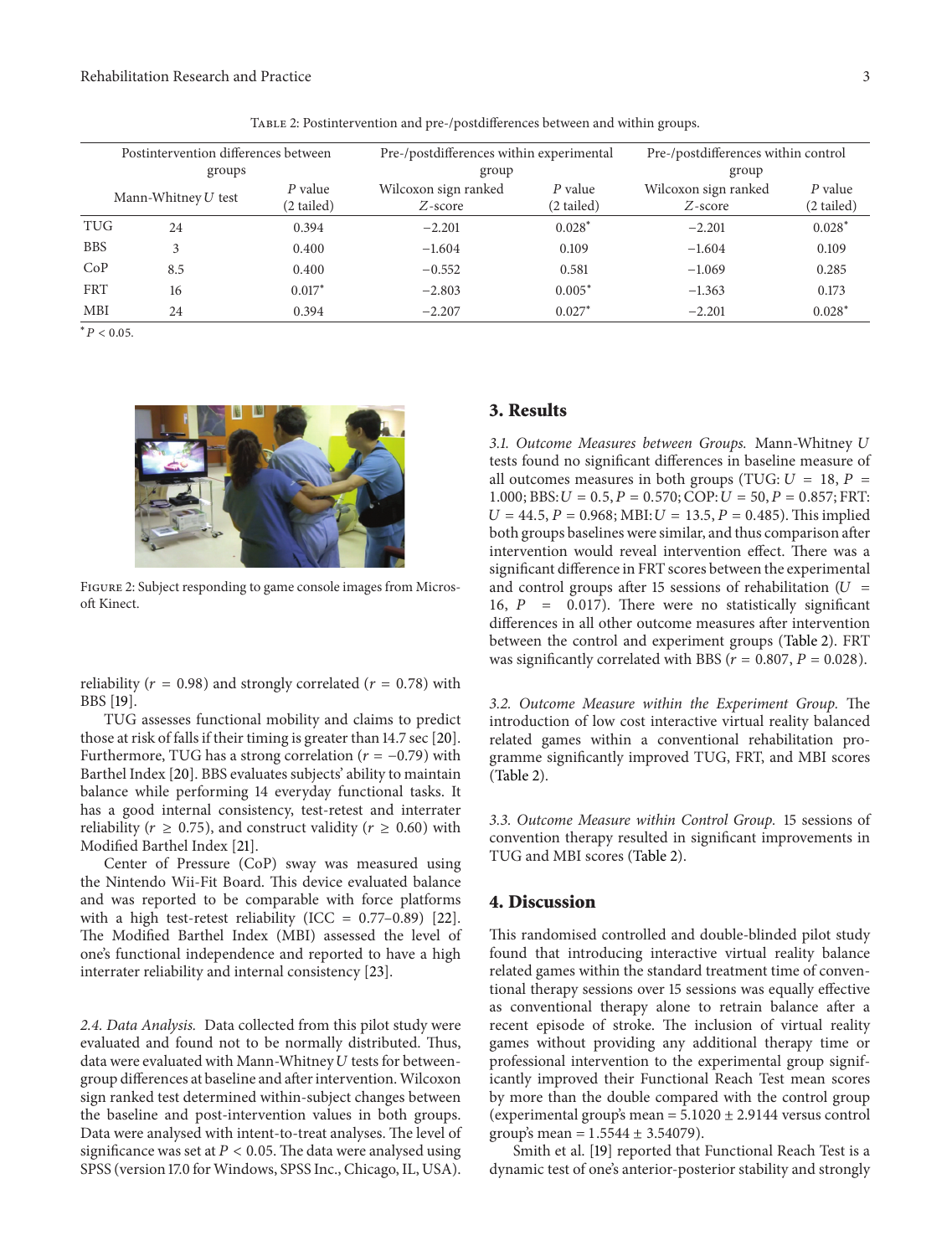Table 2: Postintervention and pre-/postdifferences between and within groups.

| | Postintervention differences between groups | | Pre-/postdifferences within experimental group | | Pre-/postdifferences within control group | |
|---|---|---|---|---|---|---|
| | Mann-Whitney $U$ test | $P$ value (2 tailed) | Wilcoxon sign ranked $Z$-score | $P$ value (2 tailed) | Wilcoxon sign ranked $Z$-score | $P$ value (2 tailed) |
| TUG | 24 | 0.394 | −2.201 | 0.028* | −2.201 | 0.028* |
| BBS | 3 | 0.400 | −1.604 | 0.109 | −1.604 | 0.109 |
| CoP | 8.5 | 0.400 | −0.552 | 0.581 | −1.069 | 0.285 |
| FRT | 16 | 0.017* | −2.803 | 0.005* | −1.363 | 0.173 |
| MBI | 24 | 0.394 | −2.207 | 0.027* | −2.201 | 0.028* |

*$P < 0.05$.

Figure 2: Subject responding to game console images from Microsoft Kinect.

reliability ($r = 0.98$) and strongly correlated ($r = 0.78$) with BBS [19].

TUG assesses functional mobility and claims to predict those at risk of falls if their timing is greater than 14.7 sec [20]. Furthermore, TUG has a strong correlation ($r = -0.79$) with Barthel Index [20]. BBS evaluates subjects' ability to maintain balance while performing 14 everyday functional tasks. It has a good internal consistency, test-retest and interrater reliability ($r \geq 0.75$), and construct validity ($r \geq 0.60$) with Modified Barthel Index [21].

Center of Pressure (CoP) sway was measured using the Nintendo Wii-Fit Board. This device evaluated balance and was reported to be comparable with force platforms with a high test-retest reliability (ICC = 0.77–0.89) [22]. The Modified Barthel Index (MBI) assessed the level of one's functional independence and reported to have a high interrater reliability and internal consistency [23].

*2.4. Data Analysis.* Data collected from this pilot study were evaluated and found not to be normally distributed. Thus, data were evaluated with Mann-Whitney $U$ tests for between-group differences at baseline and after intervention. Wilcoxon sign ranked test determined within-subject changes between the baseline and post-intervention values in both groups. Data were analysed with intent-to-treat analyses. The level of significance was set at $P < 0.05$. The data were analysed using SPSS (version 17.0 for Windows, SPSS Inc., Chicago, IL, USA).

## 3. Results

*3.1. Outcome Measures between Groups.* Mann-Whitney $U$ tests found no significant differences in baseline measure of all outcomes measures in both groups (TUG: $U = 18$, $P = 1.000$; BBS: $U = 0.5$, $P = 0.570$; COP: $U = 50$, $P = 0.857$; FRT: $U = 44.5$, $P = 0.968$; MBI: $U = 13.5$, $P = 0.485$). This implied both groups baselines were similar, and thus comparison after intervention would reveal intervention effect. There was a significant difference in FRT scores between the experimental and control groups after 15 sessions of rehabilitation ($U = 16$, $P = 0.017$). There were no statistically significant differences in all other outcome measures after intervention between the control and experiment groups (Table 2). FRT was significantly correlated with BBS ($r = 0.807$, $P = 0.028$).

*3.2. Outcome Measure within the Experiment Group.* The introduction of low cost interactive virtual reality balanced related games within a conventional rehabilitation programme significantly improved TUG, FRT, and MBI scores (Table 2).

*3.3. Outcome Measure within Control Group.* 15 sessions of convention therapy resulted in significant improvements in TUG and MBI scores (Table 2).

## 4. Discussion

This randomised controlled and double-blinded pilot study found that introducing interactive virtual reality balance related games within the standard treatment time of conventional therapy sessions over 15 sessions was equally effective as conventional therapy alone to retrain balance after a recent episode of stroke. The inclusion of virtual reality games without providing any additional therapy time or professional intervention to the experimental group significantly improved their Functional Reach Test mean scores by more than the double compared with the control group (experimental group's mean = $5.1020 \pm 2.9144$ versus control group's mean = $1.5544 \pm 3.54079$).

Smith et al. [19] reported that Functional Reach Test is a dynamic test of one's anterior-posterior stability and strongly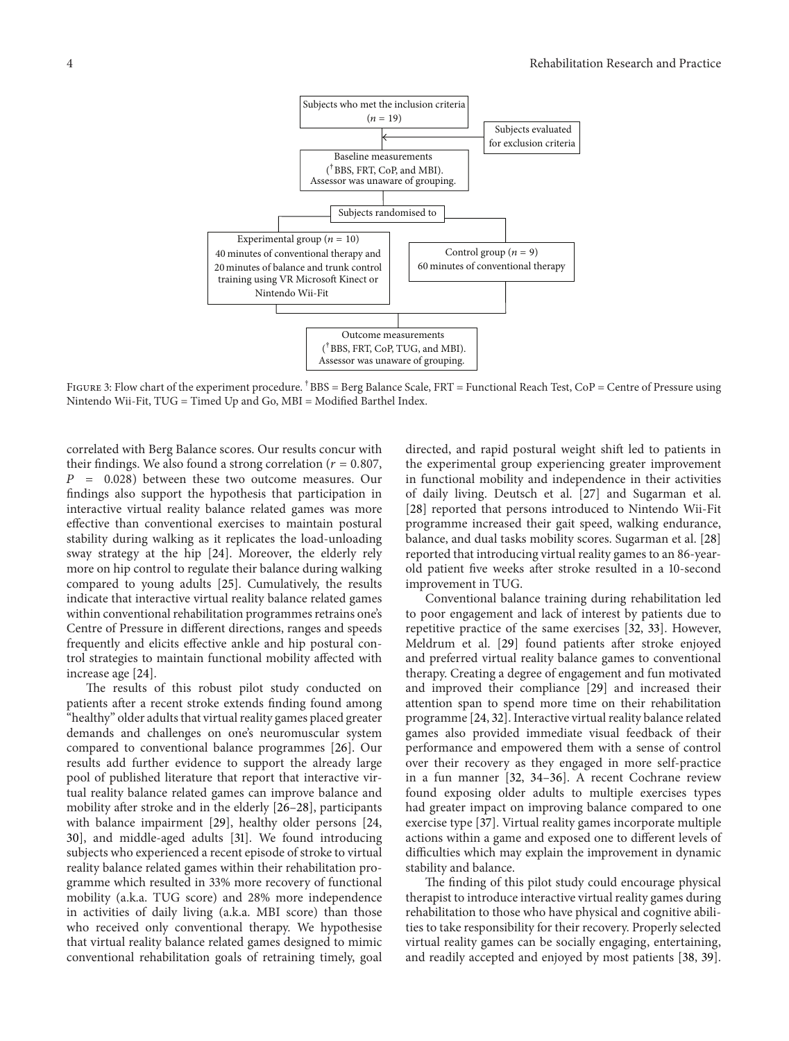Subjects who met the inclusion criteria ($n$ = 19)

Subjects evaluated for exclusion criteria

Baseline measurements ([†]BBS, FRT, CoP, and MBI). Assessor was unaware of grouping.

Subjects randomised to

Experimental group ($n$ = 10) 40 minutes of conventional therapy and 20 minutes of balance and trunk control training using VR Microsoft Kinect or Nintendo Wii-Fit

Control group ($n$ = 9) 60 minutes of conventional therapy

Outcome measurements ([†]BBS, FRT, CoP, TUG, and MBI). Assessor was unaware of grouping.

Figure 3: Flow chart of the experiment procedure. [†]BBS = Berg Balance Scale, FRT = Functional Reach Test, CoP = Centre of Pressure using Nintendo Wii-Fit, TUG = Timed Up and Go, MBI = Modified Barthel Index.

correlated with Berg Balance scores. Our results concur with their findings. We also found a strong correlation ($r = 0.807$, $P = 0.028$) between these two outcome measures. Our findings also support the hypothesis that participation in interactive virtual reality balance related games was more effective than conventional exercises to maintain postural stability during walking as it replicates the load-unloading sway strategy at the hip [24]. Moreover, the elderly rely more on hip control to regulate their balance during walking compared to young adults [25]. Cumulatively, the results indicate that interactive virtual reality balance related games within conventional rehabilitation programmes retrains one's Centre of Pressure in different directions, ranges and speeds frequently and elicits effective ankle and hip postural control strategies to maintain functional mobility affected with increase age [24].

The results of this robust pilot study conducted on patients after a recent stroke extends finding found among "healthy" older adults that virtual reality games placed greater demands and challenges on one's neuromuscular system compared to conventional balance programmes [26]. Our results add further evidence to support the already large pool of published literature that report that interactive virtual reality balance related games can improve balance and mobility after stroke and in the elderly [26–28], participants with balance impairment [29], healthy older persons [24, 30], and middle-aged adults [31]. We found introducing subjects who experienced a recent episode of stroke to virtual reality balance related games within their rehabilitation programme which resulted in 33% more recovery of functional mobility (a.k.a. TUG score) and 28% more independence in activities of daily living (a.k.a. MBI score) than those who received only conventional therapy. We hypothesise that virtual reality balance related games designed to mimic conventional rehabilitation goals of retraining timely, goal directed, and rapid postural weight shift led to patients in the experimental group experiencing greater improvement in functional mobility and independence in their activities of daily living. Deutsch et al. [27] and Sugarman et al. [28] reported that persons introduced to Nintendo Wii-Fit programme increased their gait speed, walking endurance, balance, and dual tasks mobility scores. Sugarman et al. [28] reported that introducing virtual reality games to an 86-year-old patient five weeks after stroke resulted in a 10-second improvement in TUG.

Conventional balance training during rehabilitation led to poor engagement and lack of interest by patients due to repetitive practice of the same exercises [32, 33]. However, Meldrum et al. [29] found patients after stroke enjoyed and preferred virtual reality balance games to conventional therapy. Creating a degree of engagement and fun motivated and improved their compliance [29] and increased their attention span to spend more time on their rehabilitation programme [24, 32]. Interactive virtual reality balance related games also provided immediate visual feedback of their performance and empowered them with a sense of control over their recovery as they engaged in more self-practice in a fun manner [32, 34–36]. A recent Cochrane review found exposing older adults to multiple exercises types had greater impact on improving balance compared to one exercise type [37]. Virtual reality games incorporate multiple actions within a game and exposed one to different levels of difficulties which may explain the improvement in dynamic stability and balance.

The finding of this pilot study could encourage physical therapist to introduce interactive virtual reality games during rehabilitation to those who have physical and cognitive abilities to take responsibility for their recovery. Properly selected virtual reality games can be socially engaging, entertaining, and readily accepted and enjoyed by most patients [38, 39].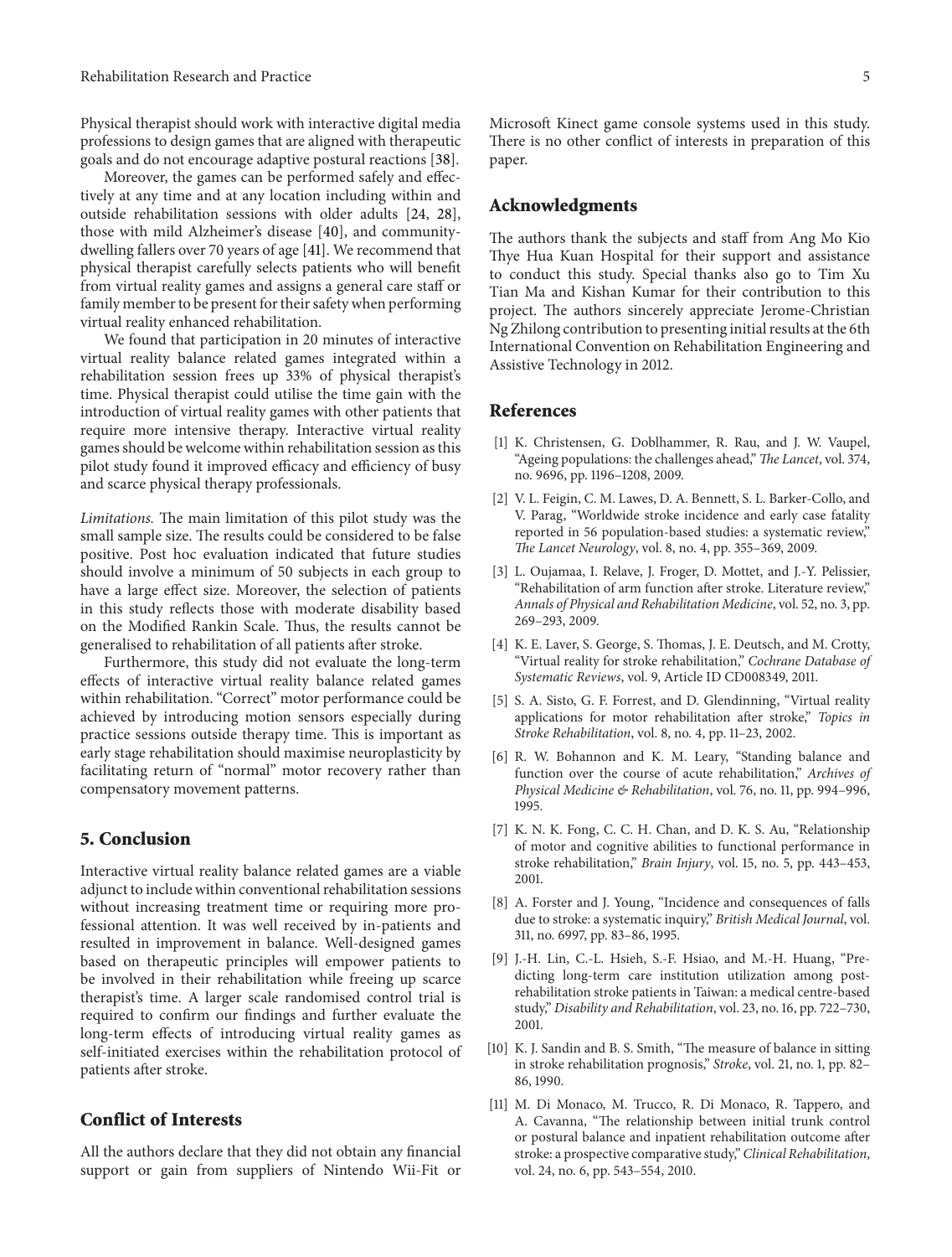Physical therapist should work with interactive digital media professions to design games that are aligned with therapeutic goals and do not encourage adaptive postural reactions [38].

Moreover, the games can be performed safely and effectively at any time and at any location including within and outside rehabilitation sessions with older adults [24, 28], those with mild Alzheimer's disease [40], and community-dwelling fallers over 70 years of age [41]. We recommend that physical therapist carefully selects patients who will benefit from virtual reality games and assigns a general care staff or family member to be present for their safety when performing virtual reality enhanced rehabilitation.

We found that participation in 20 minutes of interactive virtual reality balance related games integrated within a rehabilitation session frees up 33% of physical therapist's time. Physical therapist could utilise the time gain with the introduction of virtual reality games with other patients that require more intensive therapy. Interactive virtual reality games should be welcome within rehabilitation session as this pilot study found it improved efficacy and efficiency of busy and scarce physical therapy professionals.

*Limitations.* The main limitation of this pilot study was the small sample size. The results could be considered to be false positive. Post hoc evaluation indicated that future studies should involve a minimum of 50 subjects in each group to have a large effect size. Moreover, the selection of patients in this study reflects those with moderate disability based on the Modified Rankin Scale. Thus, the results cannot be generalised to rehabilitation of all patients after stroke.

Furthermore, this study did not evaluate the long-term effects of interactive virtual reality balance related games within rehabilitation. "Correct" motor performance could be achieved by introducing motion sensors especially during practice sessions outside therapy time. This is important as early stage rehabilitation should maximise neuroplasticity by facilitating return of "normal" motor recovery rather than compensatory movement patterns.

## 5. Conclusion

Interactive virtual reality balance related games are a viable adjunct to include within conventional rehabilitation sessions without increasing treatment time or requiring more professional attention. It was well received by in-patients and resulted in improvement in balance. Well-designed games based on therapeutic principles will empower patients to be involved in their rehabilitation while freeing up scarce therapist's time. A larger scale randomised control trial is required to confirm our findings and further evaluate the long-term effects of introducing virtual reality games as self-initiated exercises within the rehabilitation protocol of patients after stroke.

## Conflict of Interests

All the authors declare that they did not obtain any financial support or gain from suppliers of Nintendo Wii-Fit or Microsoft Kinect game console systems used in this study. There is no other conflict of interests in preparation of this paper.

## Acknowledgments

The authors thank the subjects and staff from Ang Mo Kio Thye Hua Kuan Hospital for their support and assistance to conduct this study. Special thanks also go to Tim Xu Tian Ma and Kishan Kumar for their contribution to this project. The authors sincerely appreciate Jerome-Christian Ng Zhilong contribution to presenting initial results at the 6th International Convention on Rehabilitation Engineering and Assistive Technology in 2012.

## References

[1] K. Christensen, G. Doblhammer, R. Rau, and J. W. Vaupel, "Ageing populations: the challenges ahead," *The Lancet*, vol. 374, no. 9696, pp. 1196–1208, 2009.

[2] V. L. Feigin, C. M. Lawes, D. A. Bennett, S. L. Barker-Collo, and V. Parag, "Worldwide stroke incidence and early case fatality reported in 56 population-based studies: a systematic review," *The Lancet Neurology*, vol. 8, no. 4, pp. 355–369, 2009.

[3] L. Oujamaa, I. Relave, J. Froger, D. Mottet, and J.-Y. Pelissier, "Rehabilitation of arm function after stroke. Literature review," *Annals of Physical and Rehabilitation Medicine*, vol. 52, no. 3, pp. 269–293, 2009.

[4] K. E. Laver, S. George, S. Thomas, J. E. Deutsch, and M. Crotty, "Virtual reality for stroke rehabilitation," *Cochrane Database of Systematic Reviews*, vol. 9, Article ID CD008349, 2011.

[5] S. A. Sisto, G. F. Forrest, and D. Glendinning, "Virtual reality applications for motor rehabilitation after stroke," *Topics in Stroke Rehabilitation*, vol. 8, no. 4, pp. 11–23, 2002.

[6] R. W. Bohannon and K. M. Leary, "Standing balance and function over the course of acute rehabilitation," *Archives of Physical Medicine & Rehabilitation*, vol. 76, no. 11, pp. 994–996, 1995.

[7] K. N. K. Fong, C. C. H. Chan, and D. K. S. Au, "Relationship of motor and cognitive abilities to functional performance in stroke rehabilitation," *Brain Injury*, vol. 15, no. 5, pp. 443–453, 2001.

[8] A. Forster and J. Young, "Incidence and consequences of falls due to stroke: a systematic inquiry," *British Medical Journal*, vol. 311, no. 6997, pp. 83–86, 1995.

[9] J.-H. Lin, C.-L. Hsieh, S.-F. Hsiao, and M.-H. Huang, "Predicting long-term care institution utilization among post-rehabilitation stroke patients in Taiwan: a medical centre-based study," *Disability and Rehabilitation*, vol. 23, no. 16, pp. 722–730, 2001.

[10] K. J. Sandin and B. S. Smith, "The measure of balance in sitting in stroke rehabilitation prognosis," *Stroke*, vol. 21, no. 1, pp. 82–86, 1990.

[11] M. Di Monaco, M. Trucco, R. Di Monaco, R. Tappero, and A. Cavanna, "The relationship between initial trunk control or postural balance and inpatient rehabilitation outcome after stroke: a prospective comparative study," *Clinical Rehabilitation*, vol. 24, no. 6, pp. 543–554, 2010.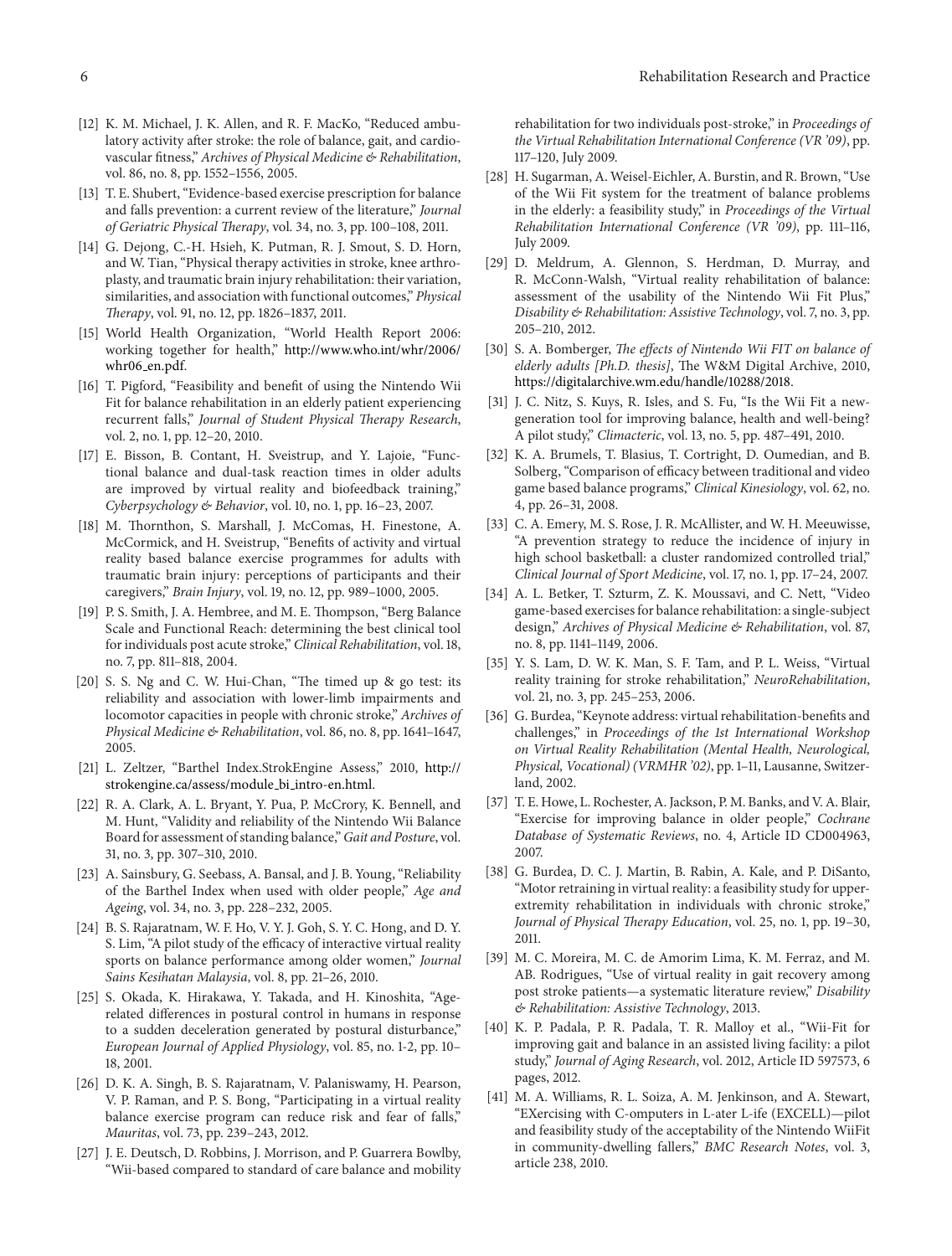[12] K. M. Michael, J. K. Allen, and R. F. MacKo, "Reduced ambulatory activity after stroke: the role of balance, gait, and cardiovascular fitness," *Archives of Physical Medicine & Rehabilitation*, vol. 86, no. 8, pp. 1552–1556, 2005.

[13] T. E. Shubert, "Evidence-based exercise prescription for balance and falls prevention: a current review of the literature," *Journal of Geriatric Physical Therapy*, vol. 34, no. 3, pp. 100–108, 2011.

[14] G. Dejong, C.-H. Hsieh, K. Putman, R. J. Smout, S. D. Horn, and W. Tian, "Physical therapy activities in stroke, knee arthroplasty, and traumatic brain injury rehabilitation: their variation, similarities, and association with functional outcomes," *Physical Therapy*, vol. 91, no. 12, pp. 1826–1837, 2011.

[15] World Health Organization, "World Health Report 2006: working together for health," http://www.who.int/whr/2006/whr06_en.pdf.

[16] T. Pigford, "Feasibility and benefit of using the Nintendo Wii Fit for balance rehabilitation in an elderly patient experiencing recurrent falls," *Journal of Student Physical Therapy Research*, vol. 2, no. 1, pp. 12–20, 2010.

[17] E. Bisson, B. Contant, H. Sveistrup, and Y. Lajoie, "Functional balance and dual-task reaction times in older adults are improved by virtual reality and biofeedback training," *Cyberpsychology & Behavior*, vol. 10, no. 1, pp. 16–23, 2007.

[18] M. Thornthon, S. Marshall, J. McComas, H. Finestone, A. McCormick, and H. Sveistrup, "Benefits of activity and virtual reality based balance exercise programmes for adults with traumatic brain injury: perceptions of participants and their caregivers," *Brain Injury*, vol. 19, no. 12, pp. 989–1000, 2005.

[19] P. S. Smith, J. A. Hembree, and M. E. Thompson, "Berg Balance Scale and Functional Reach: determining the best clinical tool for individuals post acute stroke," *Clinical Rehabilitation*, vol. 18, no. 7, pp. 811–818, 2004.

[20] S. S. Ng and C. W. Hui-Chan, "The timed up & go test: its reliability and association with lower-limb impairments and locomotor capacities in people with chronic stroke," *Archives of Physical Medicine & Rehabilitation*, vol. 86, no. 8, pp. 1641–1647, 2005.

[21] L. Zeltzer, "Barthel Index.StrokEngine Assess," 2010, http://strokengine.ca/assess/module_bi_intro-en.html.

[22] R. A. Clark, A. L. Bryant, Y. Pua, P. McCrory, K. Bennell, and M. Hunt, "Validity and reliability of the Nintendo Wii Balance Board for assessment of standing balance," *Gait and Posture*, vol. 31, no. 3, pp. 307–310, 2010.

[23] A. Sainsbury, G. Seebass, A. Bansal, and J. B. Young, "Reliability of the Barthel Index when used with older people," *Age and Ageing*, vol. 34, no. 3, pp. 228–232, 2005.

[24] B. S. Rajaratnam, W. F. Ho, V. Y. J. Goh, S. Y. C. Hong, and D. Y. S. Lim, "A pilot study of the efficacy of interactive virtual reality sports on balance performance among older women," *Journal Sains Kesihatan Malaysia*, vol. 8, pp. 21–26, 2010.

[25] S. Okada, K. Hirakawa, Y. Takada, and H. Kinoshita, "Age-related differences in postural control in humans in response to a sudden deceleration generated by postural disturbance," *European Journal of Applied Physiology*, vol. 85, no. 1-2, pp. 10–18, 2001.

[26] D. K. A. Singh, B. S. Rajaratnam, V. Palaniswamy, H. Pearson, V. P. Raman, and P. S. Bong, "Participating in a virtual reality balance exercise program can reduce risk and fear of falls," *Mauritas*, vol. 73, pp. 239–243, 2012.

[27] J. E. Deutsch, D. Robbins, J. Morrison, and P. Guarrera Bowlby, "Wii-based compared to standard of care balance and mobility rehabilitation for two individuals post-stroke," in *Proceedings of the Virtual Rehabilitation International Conference (VR '09)*, pp. 117–120, July 2009.

[28] H. Sugarman, A. Weisel-Eichler, A. Burstin, and R. Brown, "Use of the Wii Fit system for the treatment of balance problems in the elderly: a feasibility study," in *Proceedings of the Virtual Rehabilitation International Conference (VR '09)*, pp. 111–116, July 2009.

[29] D. Meldrum, A. Glennon, S. Herdman, D. Murray, and R. McConn-Walsh, "Virtual reality rehabilitation of balance: assessment of the usability of the Nintendo Wii Fit Plus," *Disability & Rehabilitation: Assistive Technology*, vol. 7, no. 3, pp. 205–210, 2012.

[30] S. A. Bomberger, *The effects of Nintendo Wii FIT on balance of elderly adults [Ph.D. thesis]*, The W&M Digital Archive, 2010, https://digitalarchive.wm.edu/handle/10288/2018.

[31] J. C. Nitz, S. Kuys, R. Isles, and S. Fu, "Is the Wii Fit a new-generation tool for improving balance, health and well-being? A pilot study," *Climacteric*, vol. 13, no. 5, pp. 487–491, 2010.

[32] K. A. Brumels, T. Blasius, T. Cortright, D. Oumedian, and B. Solberg, "Comparison of efficacy between traditional and video game based balance programs," *Clinical Kinesiology*, vol. 62, no. 4, pp. 26–31, 2008.

[33] C. A. Emery, M. S. Rose, J. R. McAllister, and W. H. Meeuwisse, "A prevention strategy to reduce the incidence of injury in high school basketball: a cluster randomized controlled trial," *Clinical Journal of Sport Medicine*, vol. 17, no. 1, pp. 17–24, 2007.

[34] A. L. Betker, T. Szturm, Z. K. Moussavi, and C. Nett, "Video game-based exercises for balance rehabilitation: a single-subject design," *Archives of Physical Medicine & Rehabilitation*, vol. 87, no. 8, pp. 1141–1149, 2006.

[35] Y. S. Lam, D. W. K. Man, S. F. Tam, and P. L. Weiss, "Virtual reality training for stroke rehabilitation," *NeuroRehabilitation*, vol. 21, no. 3, pp. 245–253, 2006.

[36] G. Burdea, "Keynote address: virtual rehabilitation-benefits and challenges," in *Proceedings of the 1st International Workshop on Virtual Reality Rehabilitation (Mental Health, Neurological, Physical, Vocational) (VRMHR '02)*, pp. 1–11, Lausanne, Switzerland, 2002.

[37] T. E. Howe, L. Rochester, A. Jackson, P. M. Banks, and V. A. Blair, "Exercise for improving balance in older people," *Cochrane Database of Systematic Reviews*, no. 4, Article ID CD004963, 2007.

[38] G. Burdea, D. C. J. Martin, B. Rabin, A. Kale, and P. DiSanto, "Motor retraining in virtual reality: a feasibility study for upper-extremity rehabilitation in individuals with chronic stroke," *Journal of Physical Therapy Education*, vol. 25, no. 1, pp. 19–30, 2011.

[39] M. C. Moreira, M. C. de Amorim Lima, K. M. Ferraz, and M. AB. Rodrigues, "Use of virtual reality in gait recovery among post stroke patients—a systematic literature review," *Disability & Rehabilitation: Assistive Technology*, 2013.

[40] K. P. Padala, P. R. Padala, T. R. Malloy et al., "Wii-Fit for improving gait and balance in an assisted living facility: a pilot study," *Journal of Aging Research*, vol. 2012, Article ID 597573, 6 pages, 2012.

[41] M. A. Williams, R. L. Soiza, A. M. Jenkinson, and A. Stewart, "EXercising with C-omputers in L-ater L-ife (EXCELL)—pilot and feasibility study of the acceptability of the Nintendo WiiFit in community-dwelling fallers," *BMC Research Notes*, vol. 3, article 238, 2010.